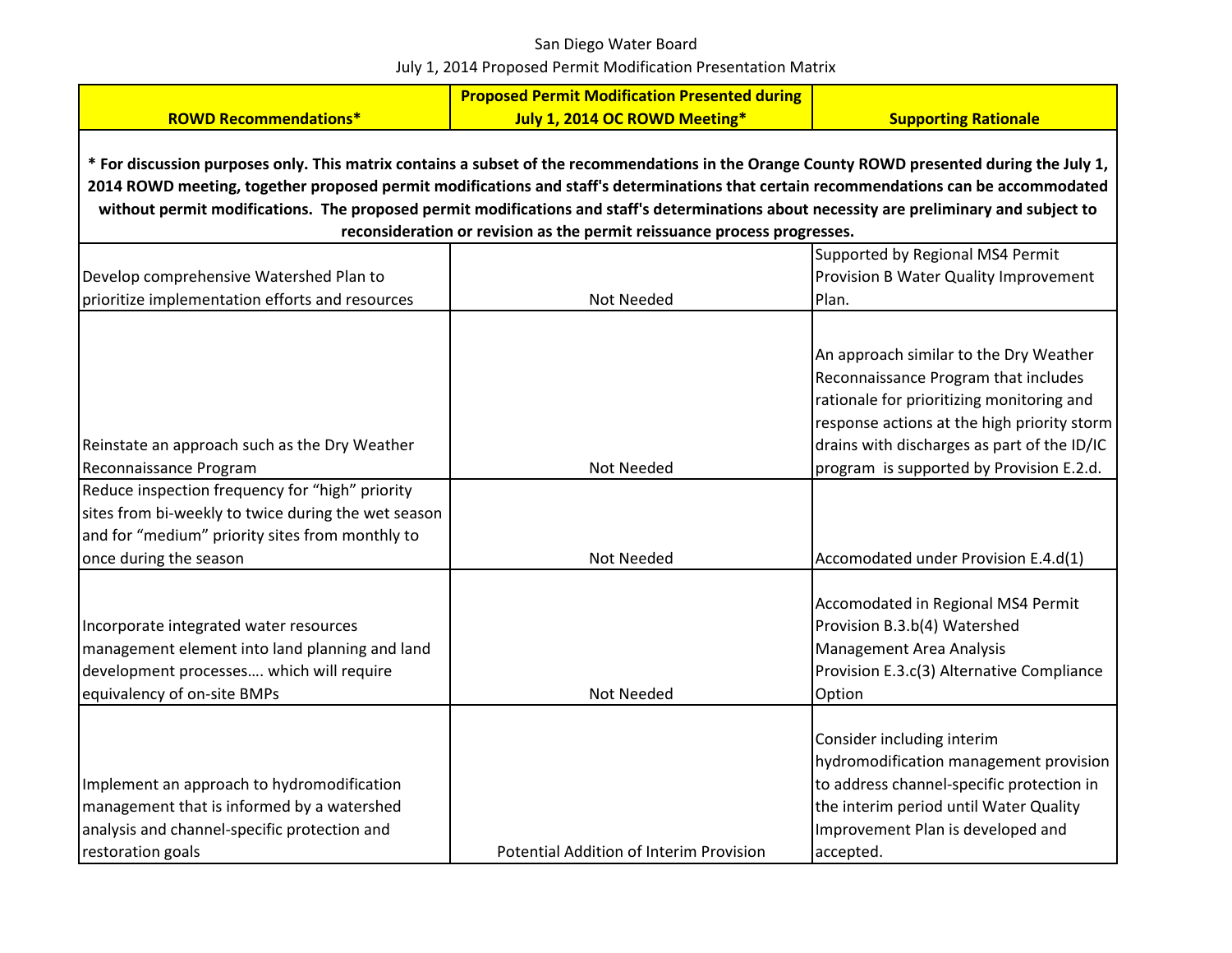San Diego Water Board

July 1, 2014 Proposed Permit Modification Presentation Matrix

| ROWD Recommendations* | Proposed Permit Modification Presented during July 1, 2014 OC ROWD Meeting* | Supporting Rationale |
|---|---|---|
| **\* For discussion purposes only. This matrix contains a subset of the recommendations in the Orange County ROWD presented during the July 1, 2014 ROWD meeting, together proposed permit modifications and staff's determinations that certain recommendations can be accommodated without permit modifications. The proposed permit modifications and staff's determinations about necessity are preliminary and subject to reconsideration or revision as the permit reissuance process progresses.** | | |
| Develop comprehensive Watershed Plan to prioritize implementation efforts and resources | Not Needed | Supported by Regional MS4 Permit Provision B Water Quality Improvement Plan. |
| Reinstate an approach such as the Dry Weather Reconnaissance Program | Not Needed | An approach similar to the Dry Weather Reconnaissance Program that includes rationale for prioritizing monitoring and response actions at the high priority storm drains with discharges as part of the ID/IC program is supported by Provision E.2.d. |
| Reduce inspection frequency for "high" priority sites from bi-weekly to twice during the wet season and for "medium" priority sites from monthly to once during the season | Not Needed | Accomodated under Provision E.4.d(1) |
| Incorporate integrated water resources management element into land planning and land development processes…. which will require equivalency of on-site BMPs | Not Needed | Accomodated in Regional MS4 Permit Provision B.3.b(4) Watershed Management Area Analysis Provision E.3.c(3) Alternative Compliance Option |
| Implement an approach to hydromodification management that is informed by a watershed analysis and channel-specific protection and restoration goals | Potential Addition of Interim Provision | Consider including interim hydromodification management provision to address channel-specific protection in the interim period until Water Quality Improvement Plan is developed and accepted. |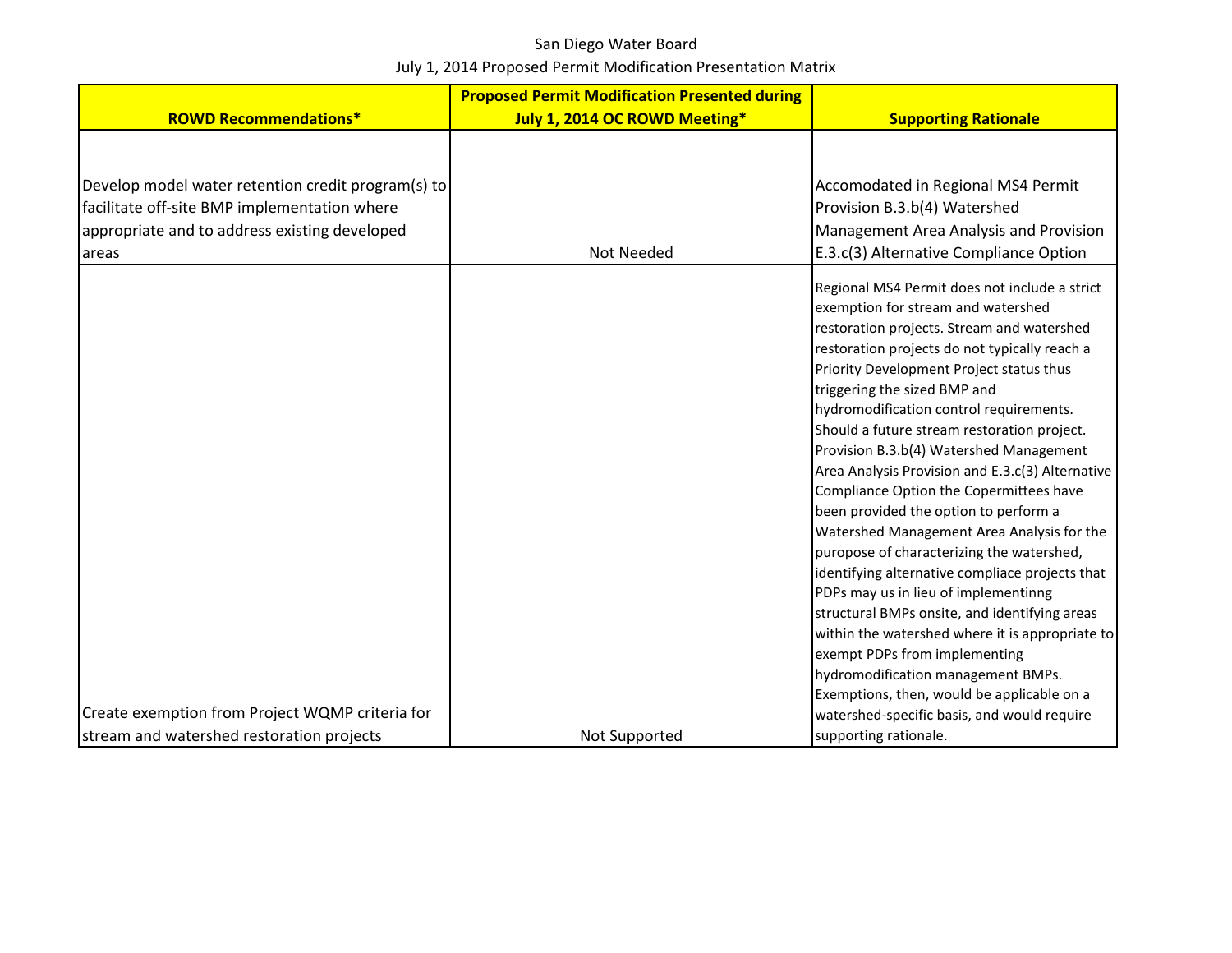San Diego Water Board
July 1, 2014 Proposed Permit Modification Presentation Matrix

| ROWD Recommendations* | Proposed Permit Modification Presented during July 1, 2014 OC ROWD Meeting* | Supporting Rationale |
|---|---|---|
| Develop model water retention credit program(s) to facilitate off-site BMP implementation where appropriate and to address existing developed areas | Not Needed | Accomodated in Regional MS4 Permit Provision B.3.b(4) Watershed Management Area Analysis and Provision E.3.c(3) Alternative Compliance Option |
| Create exemption from Project WQMP criteria for stream and watershed restoration projects | Not Supported | Regional MS4 Permit does not include a strict exemption for stream and watershed restoration projects. Stream and watershed restoration projects do not typically reach a Priority Development Project status thus triggering the sized BMP and hydromodification control requirements. Should a future stream restoration project. Provision B.3.b(4) Watershed Management Area Analysis Provision and E.3.c(3) Alternative Compliance Option the Copermittees have been provided the option to perform a Watershed Management Area Analysis for the puropose of characterizing the watershed, identifying alternative compliace projects that PDPs may us in lieu of implementinng structural BMPs onsite, and identifying areas within the watershed where it is appropriate to exempt PDPs from implementing hydromodification management BMPs. Exemptions, then, would be applicable on a watershed-specific basis, and would require supporting rationale. |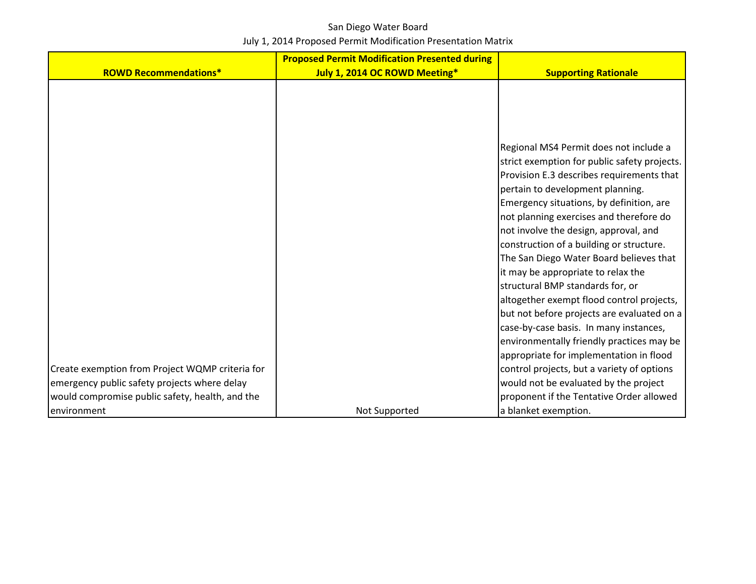San Diego Water Board

July 1, 2014 Proposed Permit Modification Presentation Matrix

| ROWD Recommendations* | Proposed Permit Modification Presented during July 1, 2014 OC ROWD Meeting* | Supporting Rationale |
|---|---|---|
| Create exemption from Project WQMP criteria for emergency public safety projects where delay would compromise public safety, health, and the environment | Not Supported | Regional MS4 Permit does not include a strict exemption for public safety projects. Provision E.3 describes requirements that pertain to development planning. Emergency situations, by definition, are not planning exercises and therefore do not involve the design, approval, and construction of a building or structure. The San Diego Water Board believes that it may be appropriate to relax the structural BMP standards for, or altogether exempt flood control projects, but not before projects are evaluated on a case-by-case basis. In many instances, environmentally friendly practices may be appropriate for implementation in flood control projects, but a variety of options would not be evaluated by the project proponent if the Tentative Order allowed a blanket exemption. |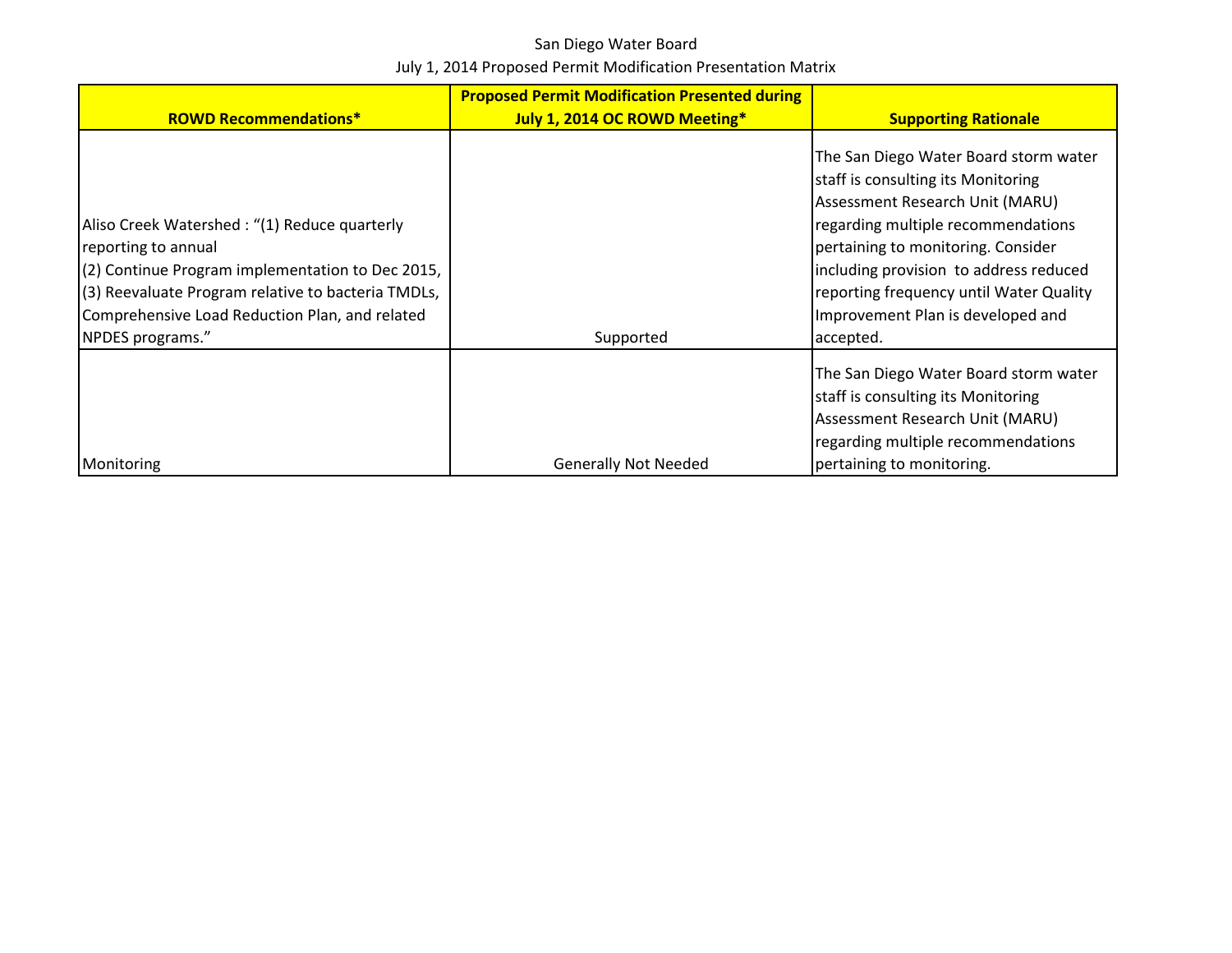San Diego Water Board

July 1, 2014 Proposed Permit Modification Presentation Matrix

| ROWD Recommendations* | Proposed Permit Modification Presented during July 1, 2014 OC ROWD Meeting* | Supporting Rationale |
|---|---|---|
| Aliso Creek Watershed : "(1) Reduce quarterly reporting to annual (2) Continue Program implementation to Dec 2015, (3) Reevaluate Program relative to bacteria TMDLs, Comprehensive Load Reduction Plan, and related NPDES programs." | Supported | The San Diego Water Board storm water staff is consulting its Monitoring Assessment Research Unit (MARU) regarding multiple recommendations pertaining to monitoring. Consider including provision to address reduced reporting frequency until Water Quality Improvement Plan is developed and accepted. |
| Monitoring | Generally Not Needed | The San Diego Water Board storm water staff is consulting its Monitoring Assessment Research Unit (MARU) regarding multiple recommendations pertaining to monitoring. |